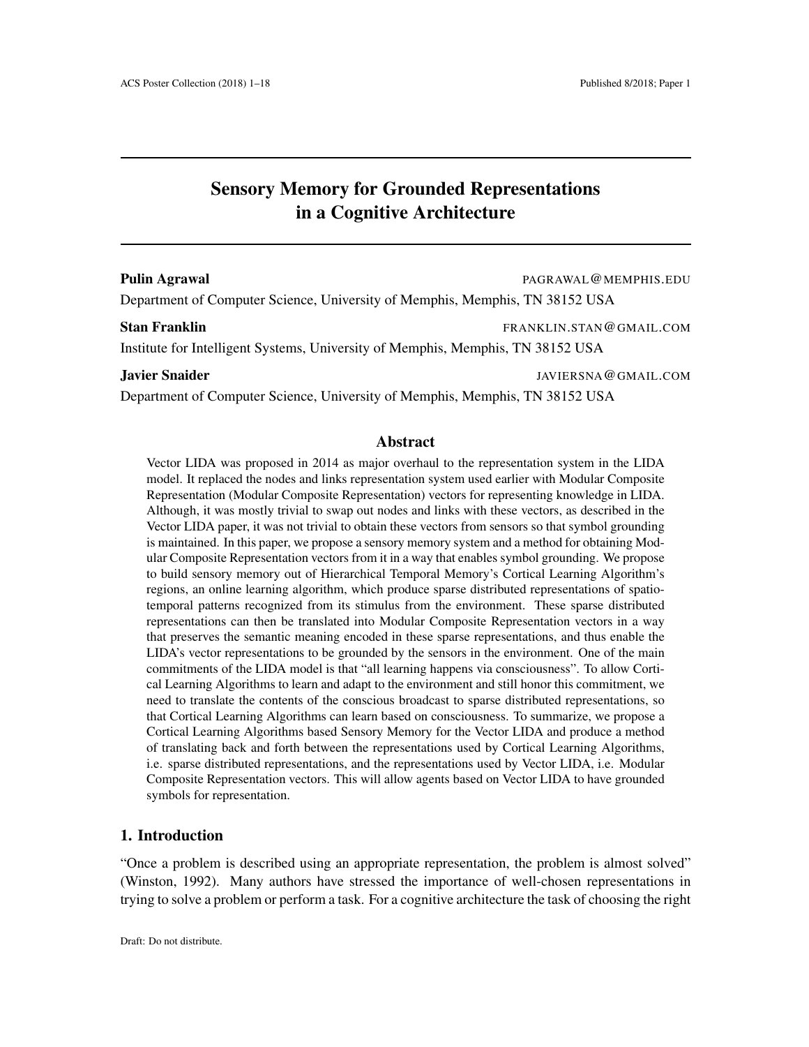# Sensory Memory for Grounded Representations in a Cognitive Architecture

**Pulin Agrawal** PAGRAWAL@MEMPHIS.EDU
Department of Computer Science, University of Memphis, Memphis, TN 38152 USA

**Stan Franklin** FRANKLIN.STAN@GMAIL.COM
Institute for Intelligent Systems, University of Memphis, Memphis, TN 38152 USA

**Javier Snaider** JAVIERSNA@GMAIL.COM
Department of Computer Science, University of Memphis, Memphis, TN 38152 USA

## Abstract

Vector LIDA was proposed in 2014 as major overhaul to the representation system in the LIDA model. It replaced the nodes and links representation system used earlier with Modular Composite Representation (Modular Composite Representation) vectors for representing knowledge in LIDA. Although, it was mostly trivial to swap out nodes and links with these vectors, as described in the Vector LIDA paper, it was not trivial to obtain these vectors from sensors so that symbol grounding is maintained. In this paper, we propose a sensory memory system and a method for obtaining Modular Composite Representation vectors from it in a way that enables symbol grounding. We propose to build sensory memory out of Hierarchical Temporal Memory's Cortical Learning Algorithm's regions, an online learning algorithm, which produce sparse distributed representations of spatio-temporal patterns recognized from its stimulus from the environment. These sparse distributed representations can then be translated into Modular Composite Representation vectors in a way that preserves the semantic meaning encoded in these sparse representations, and thus enable the LIDA's vector representations to be grounded by the sensors in the environment. One of the main commitments of the LIDA model is that "all learning happens via consciousness". To allow Cortical Learning Algorithms to learn and adapt to the environment and still honor this commitment, we need to translate the contents of the conscious broadcast to sparse distributed representations, so that Cortical Learning Algorithms can learn based on consciousness. To summarize, we propose a Cortical Learning Algorithms based Sensory Memory for the Vector LIDA and produce a method of translating back and forth between the representations used by Cortical Learning Algorithms, i.e. sparse distributed representations, and the representations used by Vector LIDA, i.e. Modular Composite Representation vectors. This will allow agents based on Vector LIDA to have grounded symbols for representation.

## 1. Introduction

"Once a problem is described using an appropriate representation, the problem is almost solved" (Winston, 1992). Many authors have stressed the importance of well-chosen representations in trying to solve a problem or perform a task. For a cognitive architecture the task of choosing the right

Draft: Do not distribute.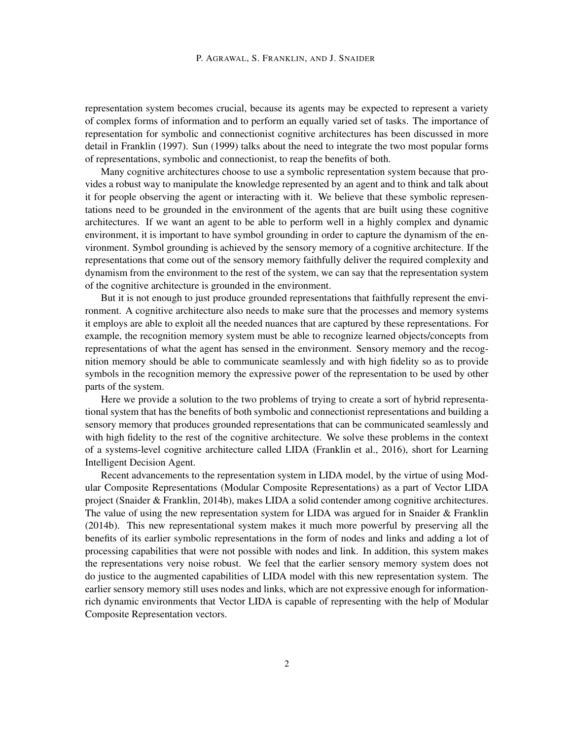representation system becomes crucial, because its agents may be expected to represent a variety of complex forms of information and to perform an equally varied set of tasks. The importance of representation for symbolic and connectionist cognitive architectures has been discussed in more detail in Franklin (1997). Sun (1999) talks about the need to integrate the two most popular forms of representations, symbolic and connectionist, to reap the benefits of both.

Many cognitive architectures choose to use a symbolic representation system because that provides a robust way to manipulate the knowledge represented by an agent and to think and talk about it for people observing the agent or interacting with it. We believe that these symbolic representations need to be grounded in the environment of the agents that are built using these cognitive architectures. If we want an agent to be able to perform well in a highly complex and dynamic environment, it is important to have symbol grounding in order to capture the dynamism of the environment. Symbol grounding is achieved by the sensory memory of a cognitive architecture. If the representations that come out of the sensory memory faithfully deliver the required complexity and dynamism from the environment to the rest of the system, we can say that the representation system of the cognitive architecture is grounded in the environment.

But it is not enough to just produce grounded representations that faithfully represent the environment. A cognitive architecture also needs to make sure that the processes and memory systems it employs are able to exploit all the needed nuances that are captured by these representations. For example, the recognition memory system must be able to recognize learned objects/concepts from representations of what the agent has sensed in the environment. Sensory memory and the recognition memory should be able to communicate seamlessly and with high fidelity so as to provide symbols in the recognition memory the expressive power of the representation to be used by other parts of the system.

Here we provide a solution to the two problems of trying to create a sort of hybrid representational system that has the benefits of both symbolic and connectionist representations and building a sensory memory that produces grounded representations that can be communicated seamlessly and with high fidelity to the rest of the cognitive architecture. We solve these problems in the context of a systems-level cognitive architecture called LIDA (Franklin et al., 2016), short for Learning Intelligent Decision Agent.

Recent advancements to the representation system in LIDA model, by the virtue of using Modular Composite Representations (Modular Composite Representations) as a part of Vector LIDA project (Snaider & Franklin, 2014b), makes LIDA a solid contender among cognitive architectures. The value of using the new representation system for LIDA was argued for in Snaider & Franklin (2014b). This new representational system makes it much more powerful by preserving all the benefits of its earlier symbolic representations in the form of nodes and links and adding a lot of processing capabilities that were not possible with nodes and link. In addition, this system makes the representations very noise robust. We feel that the earlier sensory memory system does not do justice to the augmented capabilities of LIDA model with this new representation system. The earlier sensory memory still uses nodes and links, which are not expressive enough for information-rich dynamic environments that Vector LIDA is capable of representing with the help of Modular Composite Representation vectors.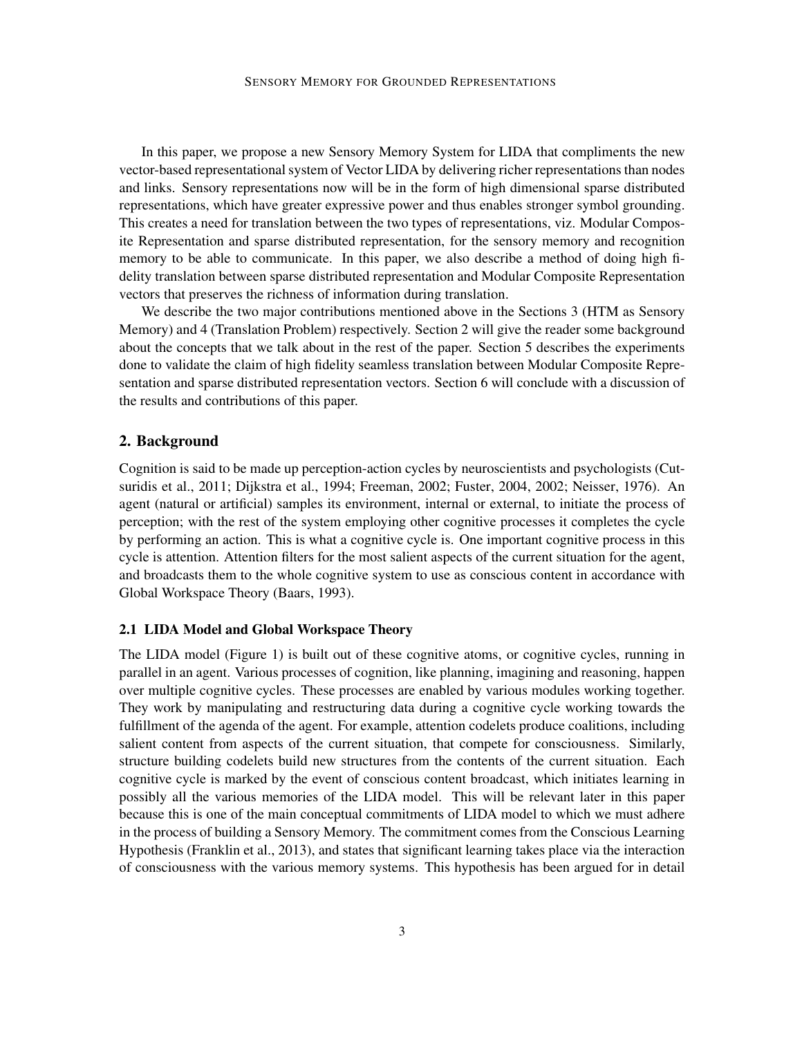In this paper, we propose a new Sensory Memory System for LIDA that compliments the new vector-based representational system of Vector LIDA by delivering richer representations than nodes and links. Sensory representations now will be in the form of high dimensional sparse distributed representations, which have greater expressive power and thus enables stronger symbol grounding. This creates a need for translation between the two types of representations, viz. Modular Composite Representation and sparse distributed representation, for the sensory memory and recognition memory to be able to communicate. In this paper, we also describe a method of doing high fidelity translation between sparse distributed representation and Modular Composite Representation vectors that preserves the richness of information during translation.

We describe the two major contributions mentioned above in the Sections 3 (HTM as Sensory Memory) and 4 (Translation Problem) respectively. Section 2 will give the reader some background about the concepts that we talk about in the rest of the paper. Section 5 describes the experiments done to validate the claim of high fidelity seamless translation between Modular Composite Representation and sparse distributed representation vectors. Section 6 will conclude with a discussion of the results and contributions of this paper.

## 2. Background

Cognition is said to be made up perception-action cycles by neuroscientists and psychologists (Cutsuridis et al., 2011; Dijkstra et al., 1994; Freeman, 2002; Fuster, 2004, 2002; Neisser, 1976). An agent (natural or artificial) samples its environment, internal or external, to initiate the process of perception; with the rest of the system employing other cognitive processes it completes the cycle by performing an action. This is what a cognitive cycle is. One important cognitive process in this cycle is attention. Attention filters for the most salient aspects of the current situation for the agent, and broadcasts them to the whole cognitive system to use as conscious content in accordance with Global Workspace Theory (Baars, 1993).

### 2.1 LIDA Model and Global Workspace Theory

The LIDA model (Figure 1) is built out of these cognitive atoms, or cognitive cycles, running in parallel in an agent. Various processes of cognition, like planning, imagining and reasoning, happen over multiple cognitive cycles. These processes are enabled by various modules working together. They work by manipulating and restructuring data during a cognitive cycle working towards the fulfillment of the agenda of the agent. For example, attention codelets produce coalitions, including salient content from aspects of the current situation, that compete for consciousness. Similarly, structure building codelets build new structures from the contents of the current situation. Each cognitive cycle is marked by the event of conscious content broadcast, which initiates learning in possibly all the various memories of the LIDA model. This will be relevant later in this paper because this is one of the main conceptual commitments of LIDA model to which we must adhere in the process of building a Sensory Memory. The commitment comes from the Conscious Learning Hypothesis (Franklin et al., 2013), and states that significant learning takes place via the interaction of consciousness with the various memory systems. This hypothesis has been argued for in detail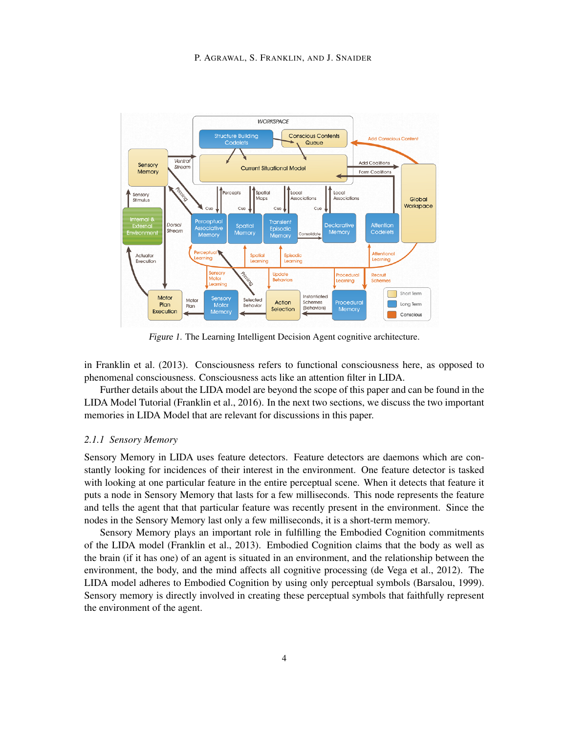Figure 1. The Learning Intelligent Decision Agent cognitive architecture.

in Franklin et al. (2013). Consciousness refers to functional consciousness here, as opposed to phenomenal consciousness. Consciousness acts like an attention filter in LIDA.

Further details about the LIDA model are beyond the scope of this paper and can be found in the LIDA Model Tutorial (Franklin et al., 2016). In the next two sections, we discuss the two important memories in LIDA Model that are relevant for discussions in this paper.

### 2.1.1 Sensory Memory

Sensory Memory in LIDA uses feature detectors. Feature detectors are daemons which are constantly looking for incidences of their interest in the environment. One feature detector is tasked with looking at one particular feature in the entire perceptual scene. When it detects that feature it puts a node in Sensory Memory that lasts for a few milliseconds. This node represents the feature and tells the agent that that particular feature was recently present in the environment. Since the nodes in the Sensory Memory last only a few milliseconds, it is a short-term memory.

Sensory Memory plays an important role in fulfilling the Embodied Cognition commitments of the LIDA model (Franklin et al., 2013). Embodied Cognition claims that the body as well as the brain (if it has one) of an agent is situated in an environment, and the relationship between the environment, the body, and the mind affects all cognitive processing (de Vega et al., 2012). The LIDA model adheres to Embodied Cognition by using only perceptual symbols (Barsalou, 1999). Sensory memory is directly involved in creating these perceptual symbols that faithfully represent the environment of the agent.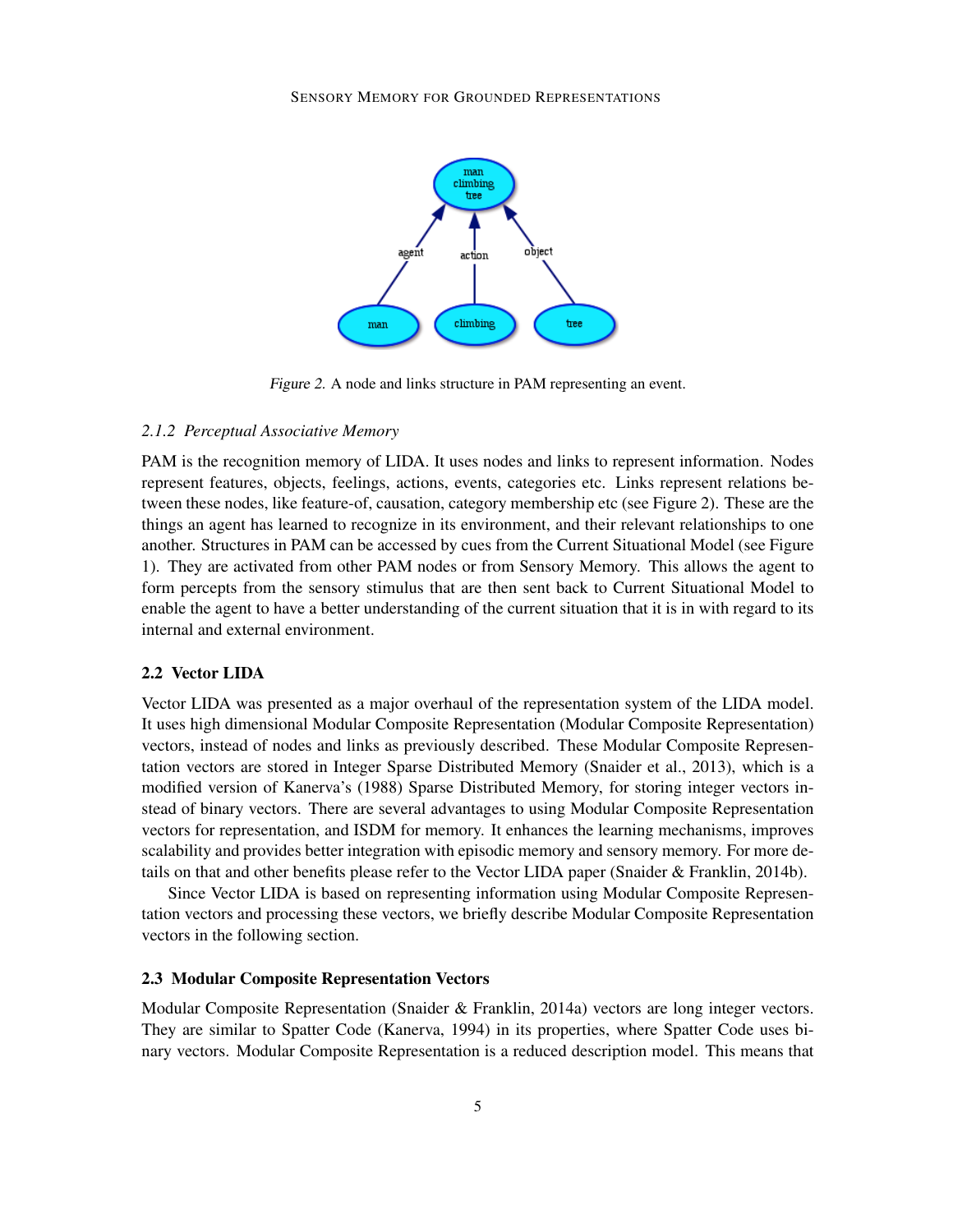*Figure 2.* A node and links structure in PAM representing an event.

### 2.1.2 *Perceptual Associative Memory*

PAM is the recognition memory of LIDA. It uses nodes and links to represent information. Nodes represent features, objects, feelings, actions, events, categories etc. Links represent relations between these nodes, like feature-of, causation, category membership etc (see Figure 2). These are the things an agent has learned to recognize in its environment, and their relevant relationships to one another. Structures in PAM can be accessed by cues from the Current Situational Model (see Figure 1). They are activated from other PAM nodes or from Sensory Memory. This allows the agent to form percepts from the sensory stimulus that are then sent back to Current Situational Model to enable the agent to have a better understanding of the current situation that it is in with regard to its internal and external environment.

## 2.2 Vector LIDA

Vector LIDA was presented as a major overhaul of the representation system of the LIDA model. It uses high dimensional Modular Composite Representation (Modular Composite Representation) vectors, instead of nodes and links as previously described. These Modular Composite Representation vectors are stored in Integer Sparse Distributed Memory (Snaider et al., 2013), which is a modified version of Kanerva's (1988) Sparse Distributed Memory, for storing integer vectors instead of binary vectors. There are several advantages to using Modular Composite Representation vectors for representation, and ISDM for memory. It enhances the learning mechanisms, improves scalability and provides better integration with episodic memory and sensory memory. For more details on that and other benefits please refer to the Vector LIDA paper (Snaider & Franklin, 2014b).

Since Vector LIDA is based on representing information using Modular Composite Representation vectors and processing these vectors, we briefly describe Modular Composite Representation vectors in the following section.

## 2.3 Modular Composite Representation Vectors

Modular Composite Representation (Snaider & Franklin, 2014a) vectors are long integer vectors. They are similar to Spatter Code (Kanerva, 1994) in its properties, where Spatter Code uses binary vectors. Modular Composite Representation is a reduced description model. This means that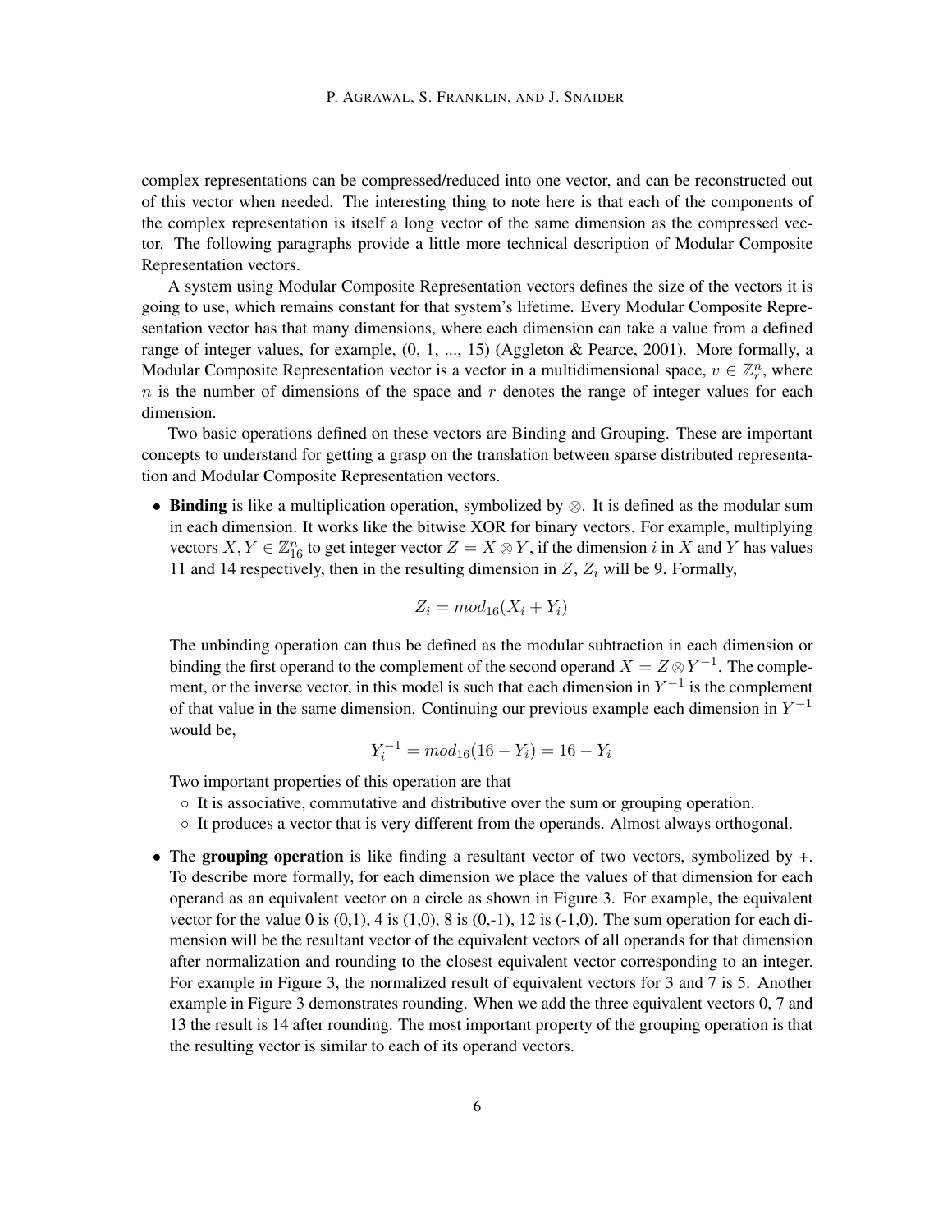complex representations can be compressed/reduced into one vector, and can be reconstructed out of this vector when needed. The interesting thing to note here is that each of the components of the complex representation is itself a long vector of the same dimension as the compressed vector. The following paragraphs provide a little more technical description of Modular Composite Representation vectors.

A system using Modular Composite Representation vectors defines the size of the vectors it is going to use, which remains constant for that system's lifetime. Every Modular Composite Representation vector has that many dimensions, where each dimension can take a value from a defined range of integer values, for example, (0, 1, ..., 15) (Aggleton & Pearce, 2001). More formally, a Modular Composite Representation vector is a vector in a multidimensional space, $v \in \mathbb{Z}_r^n$, where $n$ is the number of dimensions of the space and $r$ denotes the range of integer values for each dimension.

Two basic operations defined on these vectors are Binding and Grouping. These are important concepts to understand for getting a grasp on the translation between sparse distributed representation and Modular Composite Representation vectors.

- **Binding** is like a multiplication operation, symbolized by $\otimes$. It is defined as the modular sum in each dimension. It works like the bitwise XOR for binary vectors. For example, multiplying vectors $X, Y \in \mathbb{Z}_{16}^n$ to get integer vector $Z = X \otimes Y$, if the dimension $i$ in $X$ and $Y$ has values 11 and 14 respectively, then in the resulting dimension in $Z$, $Z_i$ will be 9. Formally,

$$Z_i = mod_{16}(X_i + Y_i)$$

  The unbinding operation can thus be defined as the modular subtraction in each dimension or binding the first operand to the complement of the second operand $X = Z \otimes Y^{-1}$. The complement, or the inverse vector, in this model is such that each dimension in $Y^{-1}$ is the complement of that value in the same dimension. Continuing our previous example each dimension in $Y^{-1}$ would be,

$$Y_i^{-1} = mod_{16}(16 - Y_i) = 16 - Y_i$$

  Two important properties of this operation are that
  - It is associative, commutative and distributive over the sum or grouping operation.
  - It produces a vector that is very different from the operands. Almost always orthogonal.

- The **grouping operation** is like finding a resultant vector of two vectors, symbolized by +. To describe more formally, for each dimension we place the values of that dimension for each operand as an equivalent vector on a circle as shown in Figure 3. For example, the equivalent vector for the value 0 is (0,1), 4 is (1,0), 8 is (0,-1), 12 is (-1,0). The sum operation for each dimension will be the resultant vector of the equivalent vectors of all operands for that dimension after normalization and rounding to the closest equivalent vector corresponding to an integer. For example in Figure 3, the normalized result of equivalent vectors for 3 and 7 is 5. Another example in Figure 3 demonstrates rounding. When we add the three equivalent vectors 0, 7 and 13 the result is 14 after rounding. The most important property of the grouping operation is that the resulting vector is similar to each of its operand vectors.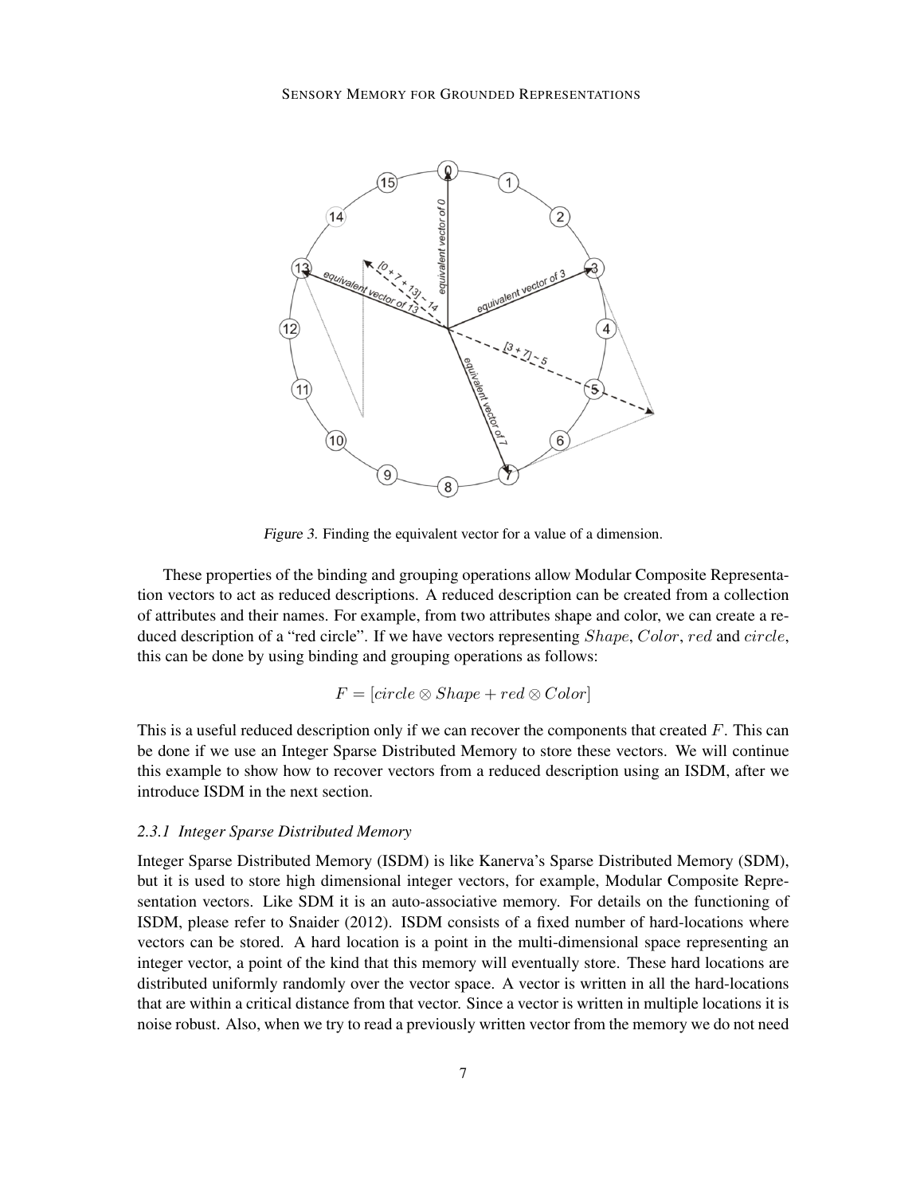Figure 3. Finding the equivalent vector for a value of a dimension.

These properties of the binding and grouping operations allow Modular Composite Representation vectors to act as reduced descriptions. A reduced description can be created from a collection of attributes and their names. For example, from two attributes shape and color, we can create a reduced description of a "red circle". If we have vectors representing $Shape$, $Color$, $red$ and $circle$, this can be done by using binding and grouping operations as follows:

$$F = [circle \otimes Shape + red \otimes Color]$$

This is a useful reduced description only if we can recover the components that created $F$. This can be done if we use an Integer Sparse Distributed Memory to store these vectors. We will continue this example to show how to recover vectors from a reduced description using an ISDM, after we introduce ISDM in the next section.

### *2.3.1 Integer Sparse Distributed Memory*

Integer Sparse Distributed Memory (ISDM) is like Kanerva's Sparse Distributed Memory (SDM), but it is used to store high dimensional integer vectors, for example, Modular Composite Representation vectors. Like SDM it is an auto-associative memory. For details on the functioning of ISDM, please refer to Snaider (2012). ISDM consists of a fixed number of hard-locations where vectors can be stored. A hard location is a point in the multi-dimensional space representing an integer vector, a point of the kind that this memory will eventually store. These hard locations are distributed uniformly randomly over the vector space. A vector is written in all the hard-locations that are within a critical distance from that vector. Since a vector is written in multiple locations it is noise robust. Also, when we try to read a previously written vector from the memory we do not need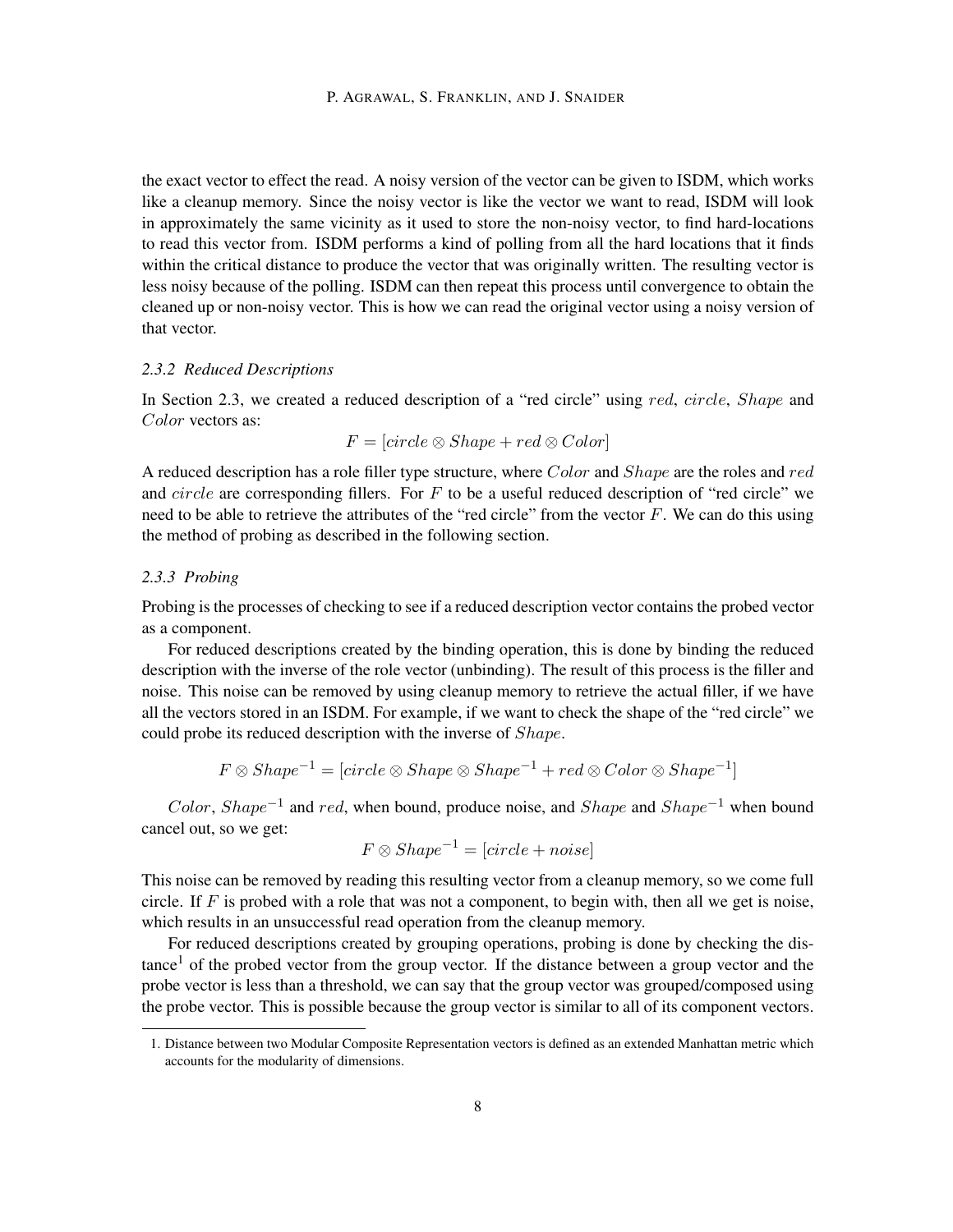the exact vector to effect the read. A noisy version of the vector can be given to ISDM, which works like a cleanup memory. Since the noisy vector is like the vector we want to read, ISDM will look in approximately the same vicinity as it used to store the non-noisy vector, to find hard-locations to read this vector from. ISDM performs a kind of polling from all the hard locations that it finds within the critical distance to produce the vector that was originally written. The resulting vector is less noisy because of the polling. ISDM can then repeat this process until convergence to obtain the cleaned up or non-noisy vector. This is how we can read the original vector using a noisy version of that vector.

#### *2.3.2 Reduced Descriptions*

In Section 2.3, we created a reduced description of a "red circle" using $red$, $circle$, $Shape$ and $Color$ vectors as:

$$F = [circle \otimes Shape + red \otimes Color]$$

A reduced description has a role filler type structure, where $Color$ and $Shape$ are the roles and $red$ and $circle$ are corresponding fillers. For $F$ to be a useful reduced description of "red circle" we need to be able to retrieve the attributes of the "red circle" from the vector $F$. We can do this using the method of probing as described in the following section.

#### *2.3.3 Probing*

Probing is the processes of checking to see if a reduced description vector contains the probed vector as a component.

For reduced descriptions created by the binding operation, this is done by binding the reduced description with the inverse of the role vector (unbinding). The result of this process is the filler and noise. This noise can be removed by using cleanup memory to retrieve the actual filler, if we have all the vectors stored in an ISDM. For example, if we want to check the shape of the "red circle" we could probe its reduced description with the inverse of $Shape$.

$$F \otimes Shape^{-1} = [circle \otimes Shape \otimes Shape^{-1} + red \otimes Color \otimes Shape^{-1}]$$

$Color$, $Shape^{-1}$ and $red$, when bound, produce noise, and $Shape$ and $Shape^{-1}$ when bound cancel out, so we get:

$$F \otimes Shape^{-1} = [circle + noise]$$

This noise can be removed by reading this resulting vector from a cleanup memory, so we come full circle. If $F$ is probed with a role that was not a component, to begin with, then all we get is noise, which results in an unsuccessful read operation from the cleanup memory.

For reduced descriptions created by grouping operations, probing is done by checking the distance[1] of the probed vector from the group vector. If the distance between a group vector and the probe vector is less than a threshold, we can say that the group vector was grouped/composed using the probe vector. This is possible because the group vector is similar to all of its component vectors.

1. Distance between two Modular Composite Representation vectors is defined as an extended Manhattan metric which accounts for the modularity of dimensions.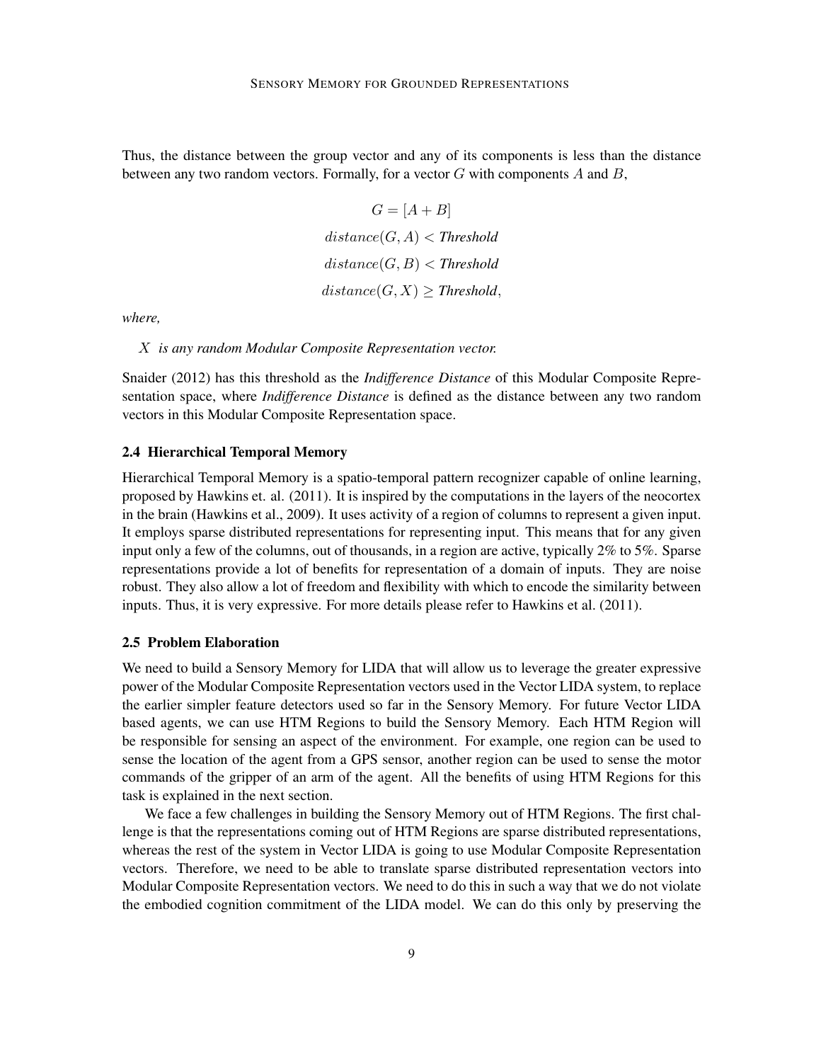Thus, the distance between the group vector and any of its components is less than the distance between any two random vectors. Formally, for a vector $G$ with components $A$ and $B$,

$$
\begin{aligned}
G &= [A + B] \\
distance(G, A) &< \textit{Threshold} \\
distance(G, B) &< \textit{Threshold} \\
distance(G, X) &\geq \textit{Threshold},
\end{aligned}
$$

*where,*

$X$ *is any random Modular Composite Representation vector.*

Snaider (2012) has this threshold as the *Indifference Distance* of this Modular Composite Representation space, where *Indifference Distance* is defined as the distance between any two random vectors in this Modular Composite Representation space.

### 2.4 Hierarchical Temporal Memory

Hierarchical Temporal Memory is a spatio-temporal pattern recognizer capable of online learning, proposed by Hawkins et. al. (2011). It is inspired by the computations in the layers of the neocortex in the brain (Hawkins et al., 2009). It uses activity of a region of columns to represent a given input. It employs sparse distributed representations for representing input. This means that for any given input only a few of the columns, out of thousands, in a region are active, typically 2% to 5%. Sparse representations provide a lot of benefits for representation of a domain of inputs. They are noise robust. They also allow a lot of freedom and flexibility with which to encode the similarity between inputs. Thus, it is very expressive. For more details please refer to Hawkins et al. (2011).

### 2.5 Problem Elaboration

We need to build a Sensory Memory for LIDA that will allow us to leverage the greater expressive power of the Modular Composite Representation vectors used in the Vector LIDA system, to replace the earlier simpler feature detectors used so far in the Sensory Memory. For future Vector LIDA based agents, we can use HTM Regions to build the Sensory Memory. Each HTM Region will be responsible for sensing an aspect of the environment. For example, one region can be used to sense the location of the agent from a GPS sensor, another region can be used to sense the motor commands of the gripper of an arm of the agent. All the benefits of using HTM Regions for this task is explained in the next section.

We face a few challenges in building the Sensory Memory out of HTM Regions. The first challenge is that the representations coming out of HTM Regions are sparse distributed representations, whereas the rest of the system in Vector LIDA is going to use Modular Composite Representation vectors. Therefore, we need to be able to translate sparse distributed representation vectors into Modular Composite Representation vectors. We need to do this in such a way that we do not violate the embodied cognition commitment of the LIDA model. We can do this only by preserving the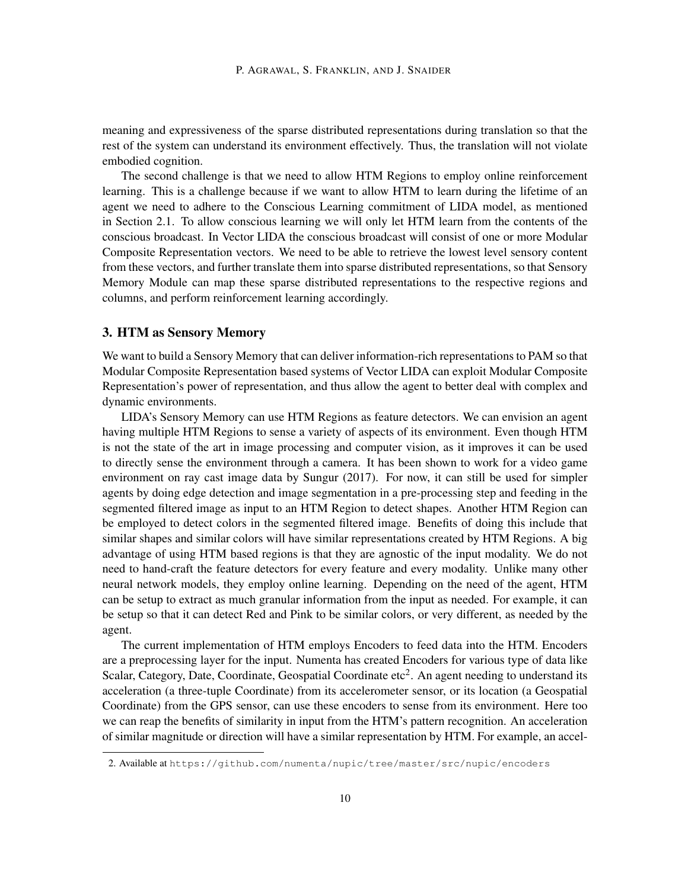meaning and expressiveness of the sparse distributed representations during translation so that the rest of the system can understand its environment effectively. Thus, the translation will not violate embodied cognition.

The second challenge is that we need to allow HTM Regions to employ online reinforcement learning. This is a challenge because if we want to allow HTM to learn during the lifetime of an agent we need to adhere to the Conscious Learning commitment of LIDA model, as mentioned in Section 2.1. To allow conscious learning we will only let HTM learn from the contents of the conscious broadcast. In Vector LIDA the conscious broadcast will consist of one or more Modular Composite Representation vectors. We need to be able to retrieve the lowest level sensory content from these vectors, and further translate them into sparse distributed representations, so that Sensory Memory Module can map these sparse distributed representations to the respective regions and columns, and perform reinforcement learning accordingly.

## 3. HTM as Sensory Memory

We want to build a Sensory Memory that can deliver information-rich representations to PAM so that Modular Composite Representation based systems of Vector LIDA can exploit Modular Composite Representation's power of representation, and thus allow the agent to better deal with complex and dynamic environments.

LIDA's Sensory Memory can use HTM Regions as feature detectors. We can envision an agent having multiple HTM Regions to sense a variety of aspects of its environment. Even though HTM is not the state of the art in image processing and computer vision, as it improves it can be used to directly sense the environment through a camera. It has been shown to work for a video game environment on ray cast image data by Sungur (2017). For now, it can still be used for simpler agents by doing edge detection and image segmentation in a pre-processing step and feeding in the segmented filtered image as input to an HTM Region to detect shapes. Another HTM Region can be employed to detect colors in the segmented filtered image. Benefits of doing this include that similar shapes and similar colors will have similar representations created by HTM Regions. A big advantage of using HTM based regions is that they are agnostic of the input modality. We do not need to hand-craft the feature detectors for every feature and every modality. Unlike many other neural network models, they employ online learning. Depending on the need of the agent, HTM can be setup to extract as much granular information from the input as needed. For example, it can be setup so that it can detect Red and Pink to be similar colors, or very different, as needed by the agent.

The current implementation of HTM employs Encoders to feed data into the HTM. Encoders are a preprocessing layer for the input. Numenta has created Encoders for various type of data like Scalar, Category, Date, Coordinate, Geospatial Coordinate etc[2]. An agent needing to understand its acceleration (a three-tuple Coordinate) from its accelerometer sensor, or its location (a Geospatial Coordinate) from the GPS sensor, can use these encoders to sense from its environment. Here too we can reap the benefits of similarity in input from the HTM's pattern recognition. An acceleration of similar magnitude or direction will have a similar representation by HTM. For example, an accel-

2. Available at `https://github.com/numenta/nupic/tree/master/src/nupic/encoders`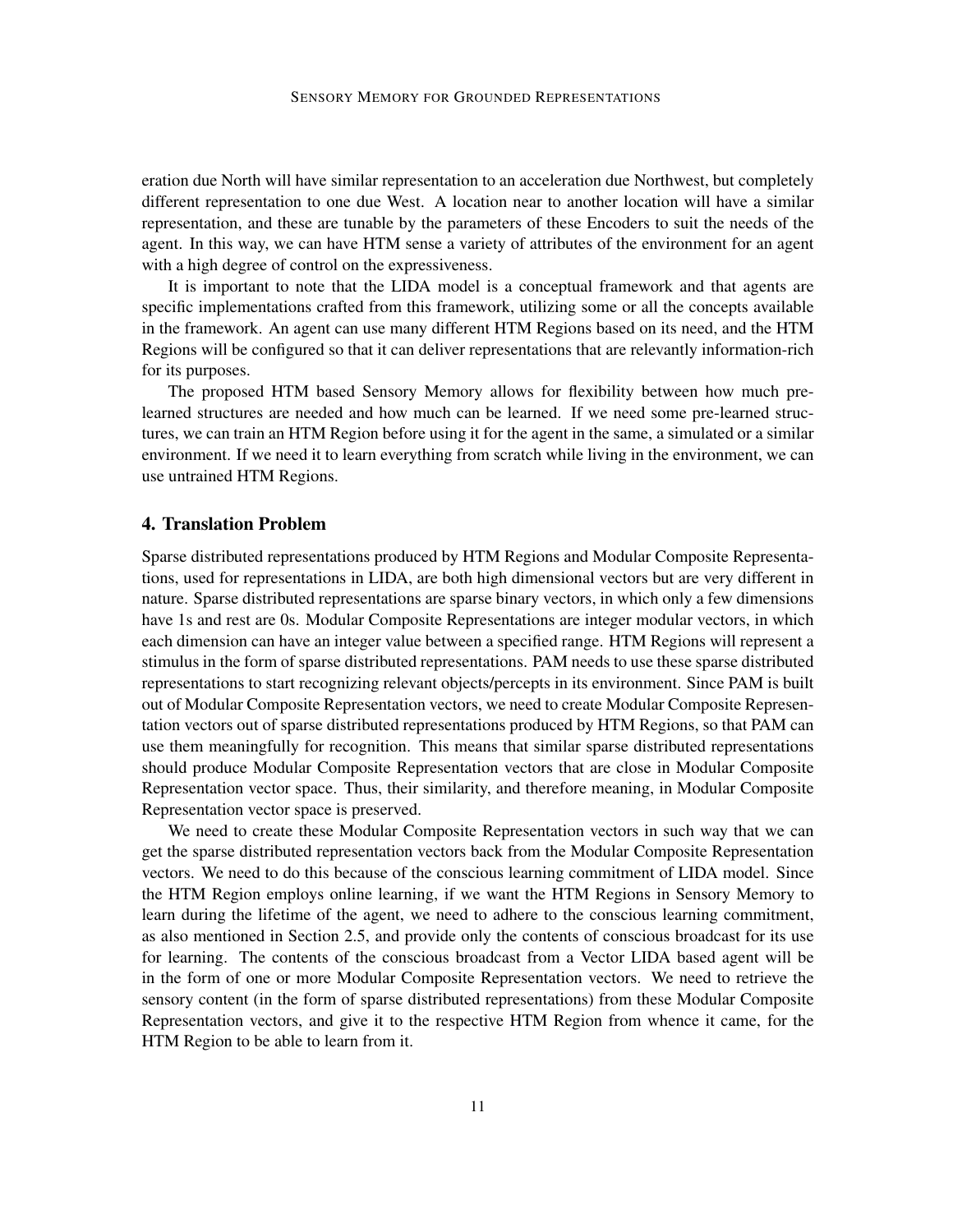eration due North will have similar representation to an acceleration due Northwest, but completely different representation to one due West. A location near to another location will have a similar representation, and these are tunable by the parameters of these Encoders to suit the needs of the agent. In this way, we can have HTM sense a variety of attributes of the environment for an agent with a high degree of control on the expressiveness.

It is important to note that the LIDA model is a conceptual framework and that agents are specific implementations crafted from this framework, utilizing some or all the concepts available in the framework. An agent can use many different HTM Regions based on its need, and the HTM Regions will be configured so that it can deliver representations that are relevantly information-rich for its purposes.

The proposed HTM based Sensory Memory allows for flexibility between how much pre-learned structures are needed and how much can be learned. If we need some pre-learned structures, we can train an HTM Region before using it for the agent in the same, a simulated or a similar environment. If we need it to learn everything from scratch while living in the environment, we can use untrained HTM Regions.

## 4. Translation Problem

Sparse distributed representations produced by HTM Regions and Modular Composite Representations, used for representations in LIDA, are both high dimensional vectors but are very different in nature. Sparse distributed representations are sparse binary vectors, in which only a few dimensions have 1s and rest are 0s. Modular Composite Representations are integer modular vectors, in which each dimension can have an integer value between a specified range. HTM Regions will represent a stimulus in the form of sparse distributed representations. PAM needs to use these sparse distributed representations to start recognizing relevant objects/percepts in its environment. Since PAM is built out of Modular Composite Representation vectors, we need to create Modular Composite Representation vectors out of sparse distributed representations produced by HTM Regions, so that PAM can use them meaningfully for recognition. This means that similar sparse distributed representations should produce Modular Composite Representation vectors that are close in Modular Composite Representation vector space. Thus, their similarity, and therefore meaning, in Modular Composite Representation vector space is preserved.

We need to create these Modular Composite Representation vectors in such way that we can get the sparse distributed representation vectors back from the Modular Composite Representation vectors. We need to do this because of the conscious learning commitment of LIDA model. Since the HTM Region employs online learning, if we want the HTM Regions in Sensory Memory to learn during the lifetime of the agent, we need to adhere to the conscious learning commitment, as also mentioned in Section 2.5, and provide only the contents of conscious broadcast for its use for learning. The contents of the conscious broadcast from a Vector LIDA based agent will be in the form of one or more Modular Composite Representation vectors. We need to retrieve the sensory content (in the form of sparse distributed representations) from these Modular Composite Representation vectors, and give it to the respective HTM Region from whence it came, for the HTM Region to be able to learn from it.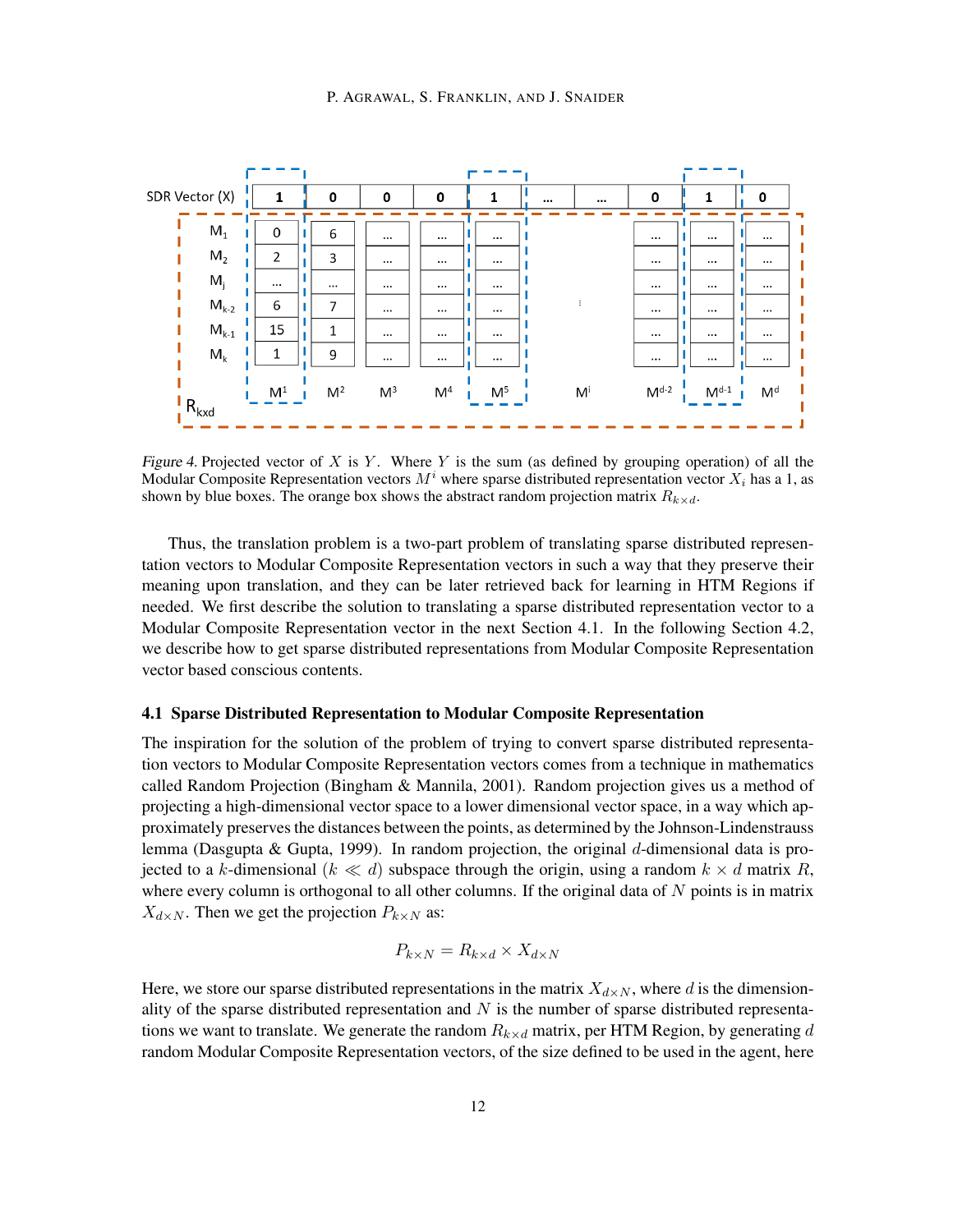*Figure 4.* Projected vector of $X$ is $Y$. Where $Y$ is the sum (as defined by grouping operation) of all the Modular Composite Representation vectors $M^i$ where sparse distributed representation vector $X_i$ has a 1, as shown by blue boxes. The orange box shows the abstract random projection matrix $R_{k\times d}$.

Thus, the translation problem is a two-part problem of translating sparse distributed representation vectors to Modular Composite Representation vectors in such a way that they preserve their meaning upon translation, and they can be later retrieved back for learning in HTM Regions if needed. We first describe the solution to translating a sparse distributed representation vector to a Modular Composite Representation vector in the next Section 4.1. In the following Section 4.2, we describe how to get sparse distributed representations from Modular Composite Representation vector based conscious contents.

### 4.1 Sparse Distributed Representation to Modular Composite Representation

The inspiration for the solution of the problem of trying to convert sparse distributed representation vectors to Modular Composite Representation vectors comes from a technique in mathematics called Random Projection (Bingham & Mannila, 2001). Random projection gives us a method of projecting a high-dimensional vector space to a lower dimensional vector space, in a way which approximately preserves the distances between the points, as determined by the Johnson-Lindenstrauss lemma (Dasgupta & Gupta, 1999). In random projection, the original $d$-dimensional data is projected to a $k$-dimensional ($k \ll d$) subspace through the origin, using a random $k \times d$ matrix $R$, where every column is orthogonal to all other columns. If the original data of $N$ points is in matrix $X_{d\times N}$. Then we get the projection $P_{k\times N}$ as:

$$P_{k\times N} = R_{k\times d} \times X_{d\times N}$$

Here, we store our sparse distributed representations in the matrix $X_{d\times N}$, where $d$ is the dimensionality of the sparse distributed representation and $N$ is the number of sparse distributed representations we want to translate. We generate the random $R_{k\times d}$ matrix, per HTM Region, by generating $d$ random Modular Composite Representation vectors, of the size defined to be used in the agent, here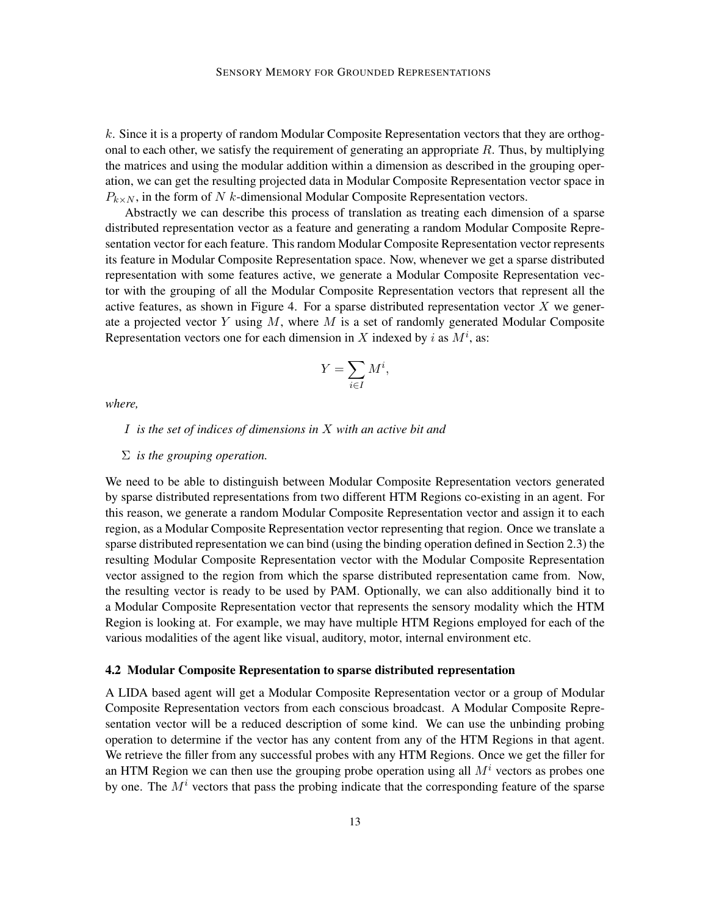$k$. Since it is a property of random Modular Composite Representation vectors that they are orthogonal to each other, we satisfy the requirement of generating an appropriate $R$. Thus, by multiplying the matrices and using the modular addition within a dimension as described in the grouping operation, we can get the resulting projected data in Modular Composite Representation vector space in $P_{k \times N}$, in the form of $N$ $k$-dimensional Modular Composite Representation vectors.

Abstractly we can describe this process of translation as treating each dimension of a sparse distributed representation vector as a feature and generating a random Modular Composite Representation vector for each feature. This random Modular Composite Representation vector represents its feature in Modular Composite Representation space. Now, whenever we get a sparse distributed representation with some features active, we generate a Modular Composite Representation vector with the grouping of all the Modular Composite Representation vectors that represent all the active features, as shown in Figure 4. For a sparse distributed representation vector $X$ we generate a projected vector $Y$ using $M$, where $M$ is a set of randomly generated Modular Composite Representation vectors one for each dimension in $X$ indexed by $i$ as $M^i$, as:

$$Y = \sum_{i \in I} M^i,$$

*where,*

- $I$ *is the set of indices of dimensions in* $X$ *with an active bit and*
- $\Sigma$ *is the grouping operation.*

We need to be able to distinguish between Modular Composite Representation vectors generated by sparse distributed representations from two different HTM Regions co-existing in an agent. For this reason, we generate a random Modular Composite Representation vector and assign it to each region, as a Modular Composite Representation vector representing that region. Once we translate a sparse distributed representation we can bind (using the binding operation defined in Section 2.3) the resulting Modular Composite Representation vector with the Modular Composite Representation vector assigned to the region from which the sparse distributed representation came from. Now, the resulting vector is ready to be used by PAM. Optionally, we can also additionally bind it to a Modular Composite Representation vector that represents the sensory modality which the HTM Region is looking at. For example, we may have multiple HTM Regions employed for each of the various modalities of the agent like visual, auditory, motor, internal environment etc.

### 4.2 Modular Composite Representation to sparse distributed representation

A LIDA based agent will get a Modular Composite Representation vector or a group of Modular Composite Representation vectors from each conscious broadcast. A Modular Composite Representation vector will be a reduced description of some kind. We can use the unbinding probing operation to determine if the vector has any content from any of the HTM Regions in that agent. We retrieve the filler from any successful probes with any HTM Regions. Once we get the filler for an HTM Region we can then use the grouping probe operation using all $M^i$ vectors as probes one by one. The $M^i$ vectors that pass the probing indicate that the corresponding feature of the sparse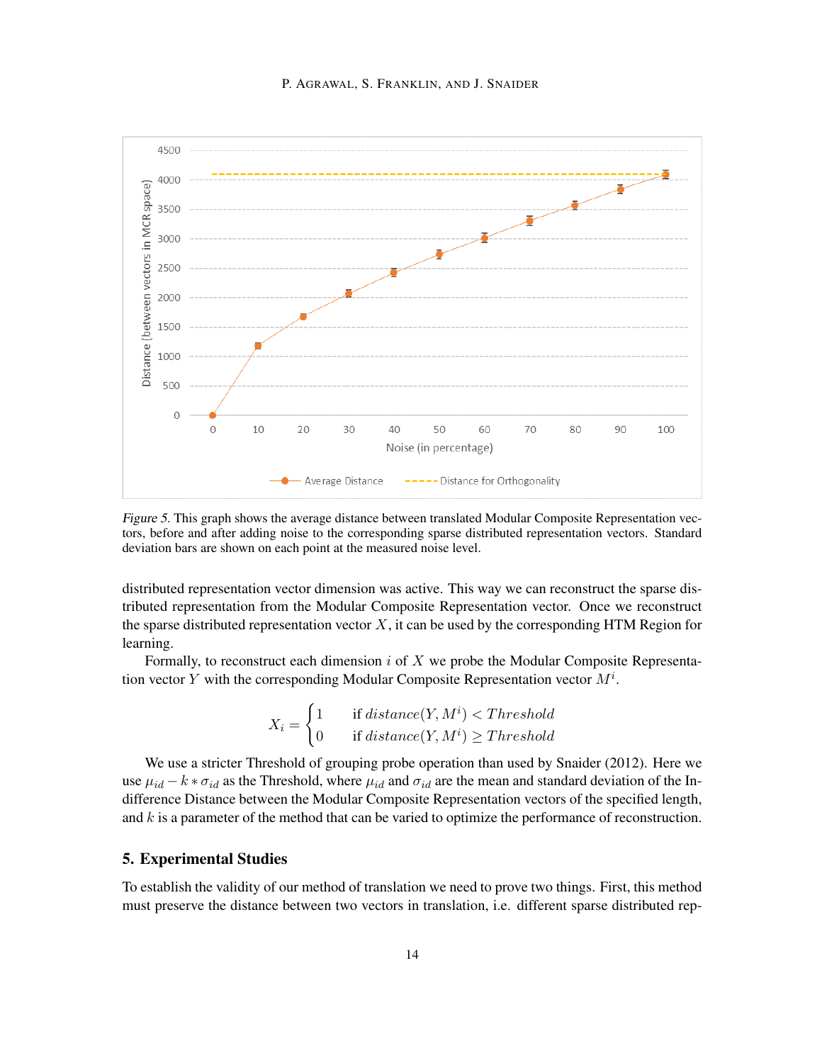Figure 5. This graph shows the average distance between translated Modular Composite Representation vectors, before and after adding noise to the corresponding sparse distributed representation vectors. Standard deviation bars are shown on each point at the measured noise level.

distributed representation vector dimension was active. This way we can reconstruct the sparse distributed representation from the Modular Composite Representation vector. Once we reconstruct the sparse distributed representation vector $X$, it can be used by the corresponding HTM Region for learning.

Formally, to reconstruct each dimension $i$ of $X$ we probe the Modular Composite Representation vector $Y$ with the corresponding Modular Composite Representation vector $M^i$.

$$X_i = \begin{cases} 1 & \text{if } distance(Y, M^i) < Threshold \\ 0 & \text{if } distance(Y, M^i) \geq Threshold \end{cases}$$

We use a stricter Threshold of grouping probe operation than used by Snaider (2012). Here we use $\mu_{id} - k * \sigma_{id}$ as the Threshold, where $\mu_{id}$ and $\sigma_{id}$ are the mean and standard deviation of the Indifference Distance between the Modular Composite Representation vectors of the specified length, and $k$ is a parameter of the method that can be varied to optimize the performance of reconstruction.

## 5. Experimental Studies

To establish the validity of our method of translation we need to prove two things. First, this method must preserve the distance between two vectors in translation, i.e. different sparse distributed rep-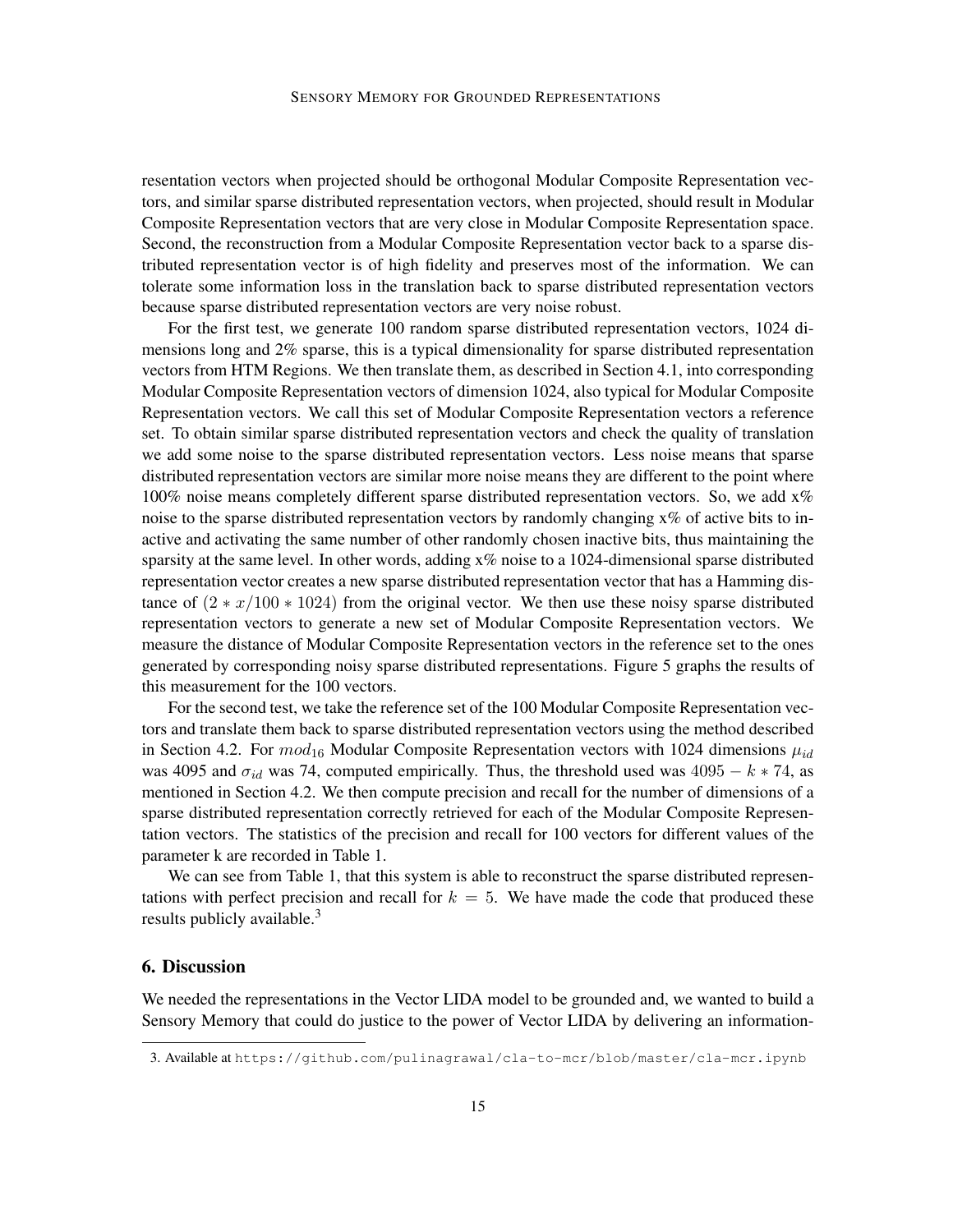resentation vectors when projected should be orthogonal Modular Composite Representation vectors, and similar sparse distributed representation vectors, when projected, should result in Modular Composite Representation vectors that are very close in Modular Composite Representation space. Second, the reconstruction from a Modular Composite Representation vector back to a sparse distributed representation vector is of high fidelity and preserves most of the information. We can tolerate some information loss in the translation back to sparse distributed representation vectors because sparse distributed representation vectors are very noise robust.

For the first test, we generate 100 random sparse distributed representation vectors, 1024 dimensions long and 2% sparse, this is a typical dimensionality for sparse distributed representation vectors from HTM Regions. We then translate them, as described in Section 4.1, into corresponding Modular Composite Representation vectors of dimension 1024, also typical for Modular Composite Representation vectors. We call this set of Modular Composite Representation vectors a reference set. To obtain similar sparse distributed representation vectors and check the quality of translation we add some noise to the sparse distributed representation vectors. Less noise means that sparse distributed representation vectors are similar more noise means they are different to the point where 100% noise means completely different sparse distributed representation vectors. So, we add x% noise to the sparse distributed representation vectors by randomly changing x% of active bits to inactive and activating the same number of other randomly chosen inactive bits, thus maintaining the sparsity at the same level. In other words, adding x% noise to a 1024-dimensional sparse distributed representation vector creates a new sparse distributed representation vector that has a Hamming distance of $(2 * x/100 * 1024)$ from the original vector. We then use these noisy sparse distributed representation vectors to generate a new set of Modular Composite Representation vectors. We measure the distance of Modular Composite Representation vectors in the reference set to the ones generated by corresponding noisy sparse distributed representations. Figure 5 graphs the results of this measurement for the 100 vectors.

For the second test, we take the reference set of the 100 Modular Composite Representation vectors and translate them back to sparse distributed representation vectors using the method described in Section 4.2. For $mod_{16}$ Modular Composite Representation vectors with 1024 dimensions $\mu_{id}$ was 4095 and $\sigma_{id}$ was 74, computed empirically. Thus, the threshold used was $4095 - k * 74$, as mentioned in Section 4.2. We then compute precision and recall for the number of dimensions of a sparse distributed representation correctly retrieved for each of the Modular Composite Representation vectors. The statistics of the precision and recall for 100 vectors for different values of the parameter k are recorded in Table 1.

We can see from Table 1, that this system is able to reconstruct the sparse distributed representations with perfect precision and recall for $k = 5$. We have made the code that produced these results publicly available.[3]

## 6. Discussion

We needed the representations in the Vector LIDA model to be grounded and, we wanted to build a Sensory Memory that could do justice to the power of Vector LIDA by delivering an information-

3. Available at https://github.com/pulinagrawal/cla-to-mcr/blob/master/cla-mcr.ipynb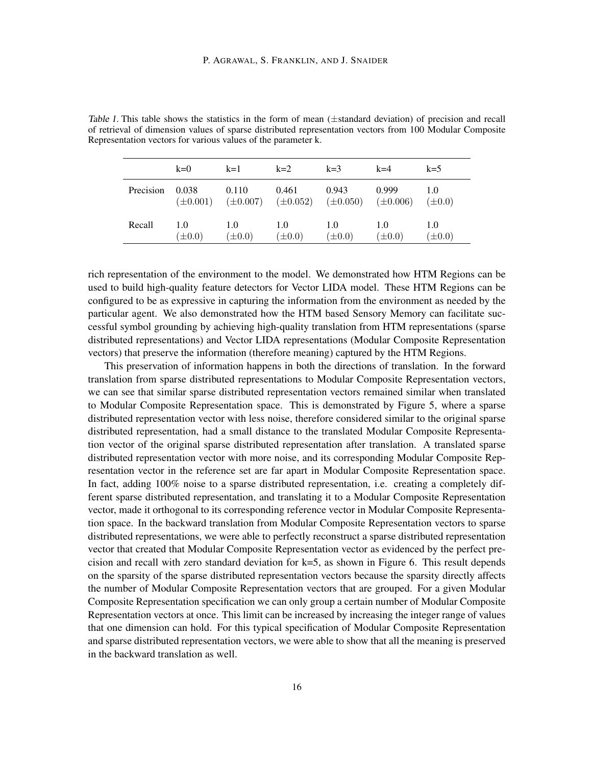*Table 1.* This table shows the statistics in the form of mean (±standard deviation) of precision and recall of retrieval of dimension values of sparse distributed representation vectors from 100 Modular Composite Representation vectors for various values of the parameter k.

| | k=0 | k=1 | k=2 | k=3 | k=4 | k=5 |
|---|---|---|---|---|---|---|
| Precision | 0.038 ($\pm 0.001$) | 0.110 ($\pm 0.007$) | 0.461 ($\pm 0.052$) | 0.943 ($\pm 0.050$) | 0.999 ($\pm 0.006$) | 1.0 ($\pm 0.0$) |
| Recall | 1.0 ($\pm 0.0$) | 1.0 ($\pm 0.0$) | 1.0 ($\pm 0.0$) | 1.0 ($\pm 0.0$) | 1.0 ($\pm 0.0$) | 1.0 ($\pm 0.0$) |

rich representation of the environment to the model. We demonstrated how HTM Regions can be used to build high-quality feature detectors for Vector LIDA model. These HTM Regions can be configured to be as expressive in capturing the information from the environment as needed by the particular agent. We also demonstrated how the HTM based Sensory Memory can facilitate successful symbol grounding by achieving high-quality translation from HTM representations (sparse distributed representations) and Vector LIDA representations (Modular Composite Representation vectors) that preserve the information (therefore meaning) captured by the HTM Regions.

This preservation of information happens in both the directions of translation. In the forward translation from sparse distributed representations to Modular Composite Representation vectors, we can see that similar sparse distributed representation vectors remained similar when translated to Modular Composite Representation space. This is demonstrated by Figure 5, where a sparse distributed representation vector with less noise, therefore considered similar to the original sparse distributed representation, had a small distance to the translated Modular Composite Representation vector of the original sparse distributed representation after translation. A translated sparse distributed representation vector with more noise, and its corresponding Modular Composite Representation vector in the reference set are far apart in Modular Composite Representation space. In fact, adding 100% noise to a sparse distributed representation, i.e. creating a completely different sparse distributed representation, and translating it to a Modular Composite Representation vector, made it orthogonal to its corresponding reference vector in Modular Composite Representation space. In the backward translation from Modular Composite Representation vectors to sparse distributed representations, we were able to perfectly reconstruct a sparse distributed representation vector that created that Modular Composite Representation vector as evidenced by the perfect precision and recall with zero standard deviation for k=5, as shown in Figure 6. This result depends on the sparsity of the sparse distributed representation vectors because the sparsity directly affects the number of Modular Composite Representation vectors that are grouped. For a given Modular Composite Representation specification we can only group a certain number of Modular Composite Representation vectors at once. This limit can be increased by increasing the integer range of values that one dimension can hold. For this typical specification of Modular Composite Representation and sparse distributed representation vectors, we were able to show that all the meaning is preserved in the backward translation as well.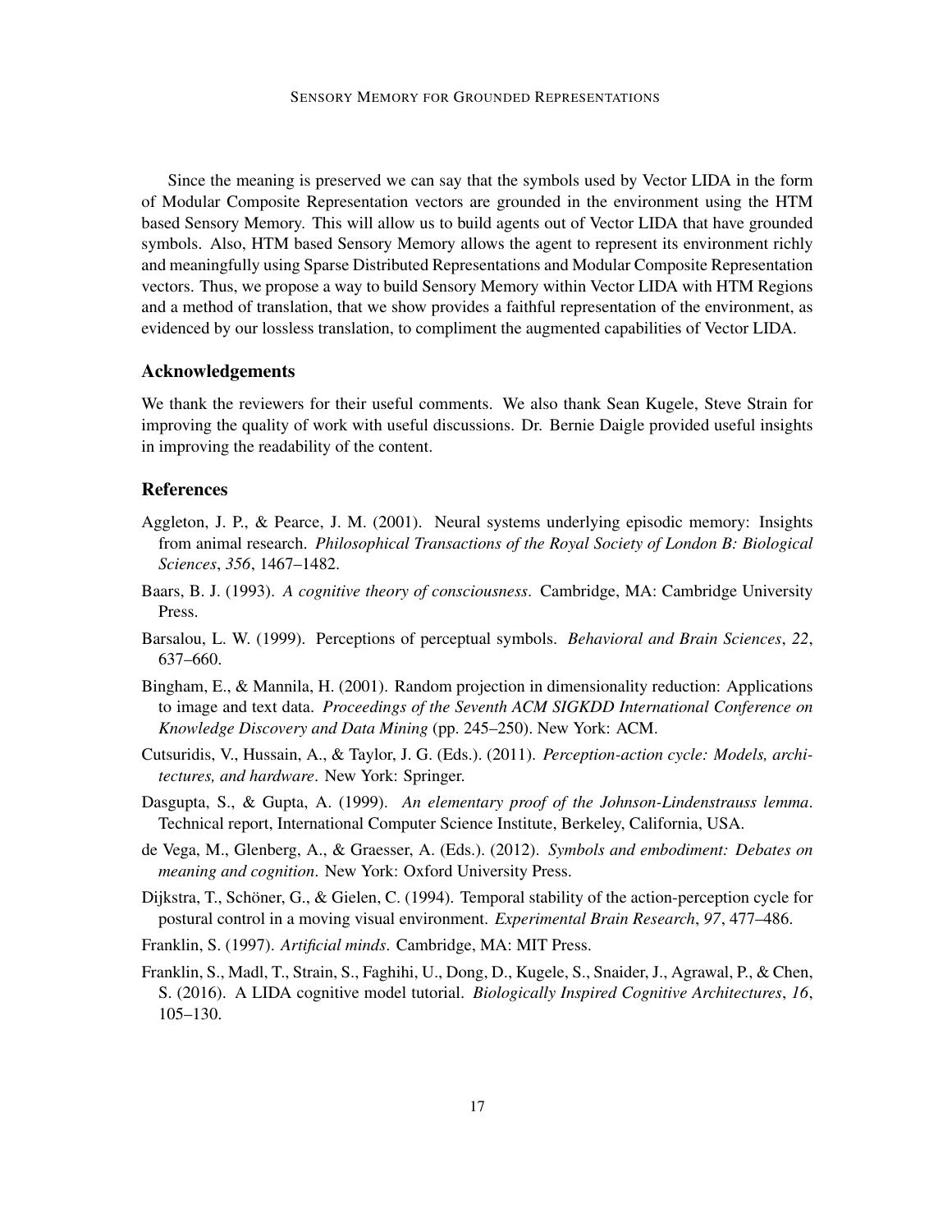Since the meaning is preserved we can say that the symbols used by Vector LIDA in the form of Modular Composite Representation vectors are grounded in the environment using the HTM based Sensory Memory. This will allow us to build agents out of Vector LIDA that have grounded symbols. Also, HTM based Sensory Memory allows the agent to represent its environment richly and meaningfully using Sparse Distributed Representations and Modular Composite Representation vectors. Thus, we propose a way to build Sensory Memory within Vector LIDA with HTM Regions and a method of translation, that we show provides a faithful representation of the environment, as evidenced by our lossless translation, to compliment the augmented capabilities of Vector LIDA.

## Acknowledgements

We thank the reviewers for their useful comments. We also thank Sean Kugele, Steve Strain for improving the quality of work with useful discussions. Dr. Bernie Daigle provided useful insights in improving the readability of the content.

## References

Aggleton, J. P., & Pearce, J. M. (2001). Neural systems underlying episodic memory: Insights from animal research. *Philosophical Transactions of the Royal Society of London B: Biological Sciences*, *356*, 1467–1482.

Baars, B. J. (1993). *A cognitive theory of consciousness*. Cambridge, MA: Cambridge University Press.

Barsalou, L. W. (1999). Perceptions of perceptual symbols. *Behavioral and Brain Sciences*, *22*, 637–660.

Bingham, E., & Mannila, H. (2001). Random projection in dimensionality reduction: Applications to image and text data. *Proceedings of the Seventh ACM SIGKDD International Conference on Knowledge Discovery and Data Mining* (pp. 245–250). New York: ACM.

Cutsuridis, V., Hussain, A., & Taylor, J. G. (Eds.). (2011). *Perception-action cycle: Models, architectures, and hardware*. New York: Springer.

Dasgupta, S., & Gupta, A. (1999). *An elementary proof of the Johnson-Lindenstrauss lemma*. Technical report, International Computer Science Institute, Berkeley, California, USA.

de Vega, M., Glenberg, A., & Graesser, A. (Eds.). (2012). *Symbols and embodiment: Debates on meaning and cognition*. New York: Oxford University Press.

Dijkstra, T., Schöner, G., & Gielen, C. (1994). Temporal stability of the action-perception cycle for postural control in a moving visual environment. *Experimental Brain Research*, *97*, 477–486.

Franklin, S. (1997). *Artificial minds*. Cambridge, MA: MIT Press.

Franklin, S., Madl, T., Strain, S., Faghihi, U., Dong, D., Kugele, S., Snaider, J., Agrawal, P., & Chen, S. (2016). A LIDA cognitive model tutorial. *Biologically Inspired Cognitive Architectures*, *16*, 105–130.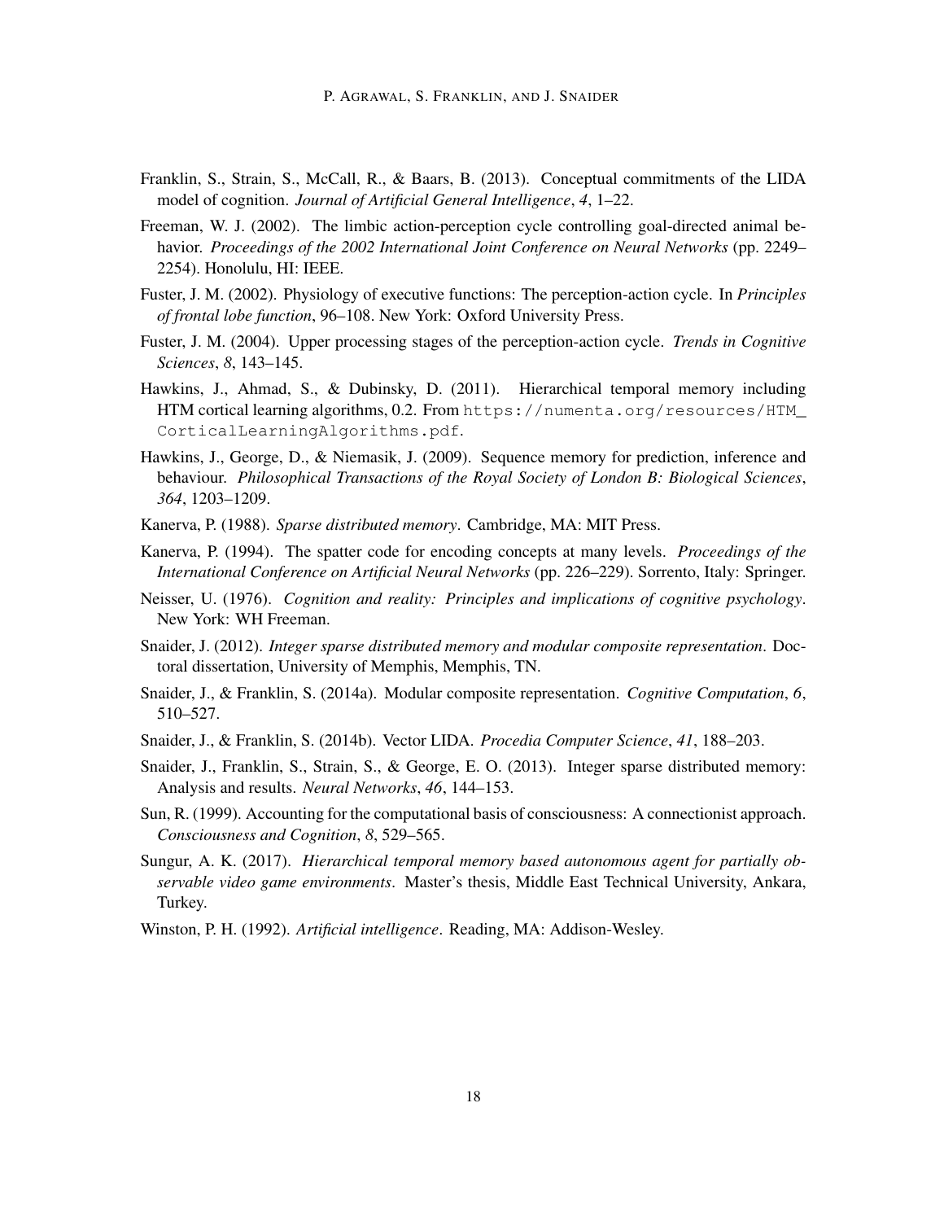Franklin, S., Strain, S., McCall, R., & Baars, B. (2013). Conceptual commitments of the LIDA model of cognition. *Journal of Artificial General Intelligence*, *4*, 1–22.

Freeman, W. J. (2002). The limbic action-perception cycle controlling goal-directed animal behavior. *Proceedings of the 2002 International Joint Conference on Neural Networks* (pp. 2249–2254). Honolulu, HI: IEEE.

Fuster, J. M. (2002). Physiology of executive functions: The perception-action cycle. In *Principles of frontal lobe function*, 96–108. New York: Oxford University Press.

Fuster, J. M. (2004). Upper processing stages of the perception-action cycle. *Trends in Cognitive Sciences*, *8*, 143–145.

Hawkins, J., Ahmad, S., & Dubinsky, D. (2011). Hierarchical temporal memory including HTM cortical learning algorithms, 0.2. From `https://numenta.org/resources/HTM_CorticalLearningAlgorithms.pdf`.

Hawkins, J., George, D., & Niemasik, J. (2009). Sequence memory for prediction, inference and behaviour. *Philosophical Transactions of the Royal Society of London B: Biological Sciences*, *364*, 1203–1209.

Kanerva, P. (1988). *Sparse distributed memory*. Cambridge, MA: MIT Press.

Kanerva, P. (1994). The spatter code for encoding concepts at many levels. *Proceedings of the International Conference on Artificial Neural Networks* (pp. 226–229). Sorrento, Italy: Springer.

Neisser, U. (1976). *Cognition and reality: Principles and implications of cognitive psychology*. New York: WH Freeman.

Snaider, J. (2012). *Integer sparse distributed memory and modular composite representation*. Doctoral dissertation, University of Memphis, Memphis, TN.

Snaider, J., & Franklin, S. (2014a). Modular composite representation. *Cognitive Computation*, *6*, 510–527.

Snaider, J., & Franklin, S. (2014b). Vector LIDA. *Procedia Computer Science*, *41*, 188–203.

Snaider, J., Franklin, S., Strain, S., & George, E. O. (2013). Integer sparse distributed memory: Analysis and results. *Neural Networks*, *46*, 144–153.

Sun, R. (1999). Accounting for the computational basis of consciousness: A connectionist approach. *Consciousness and Cognition*, *8*, 529–565.

Sungur, A. K. (2017). *Hierarchical temporal memory based autonomous agent for partially observable video game environments*. Master's thesis, Middle East Technical University, Ankara, Turkey.

Winston, P. H. (1992). *Artificial intelligence*. Reading, MA: Addison-Wesley.